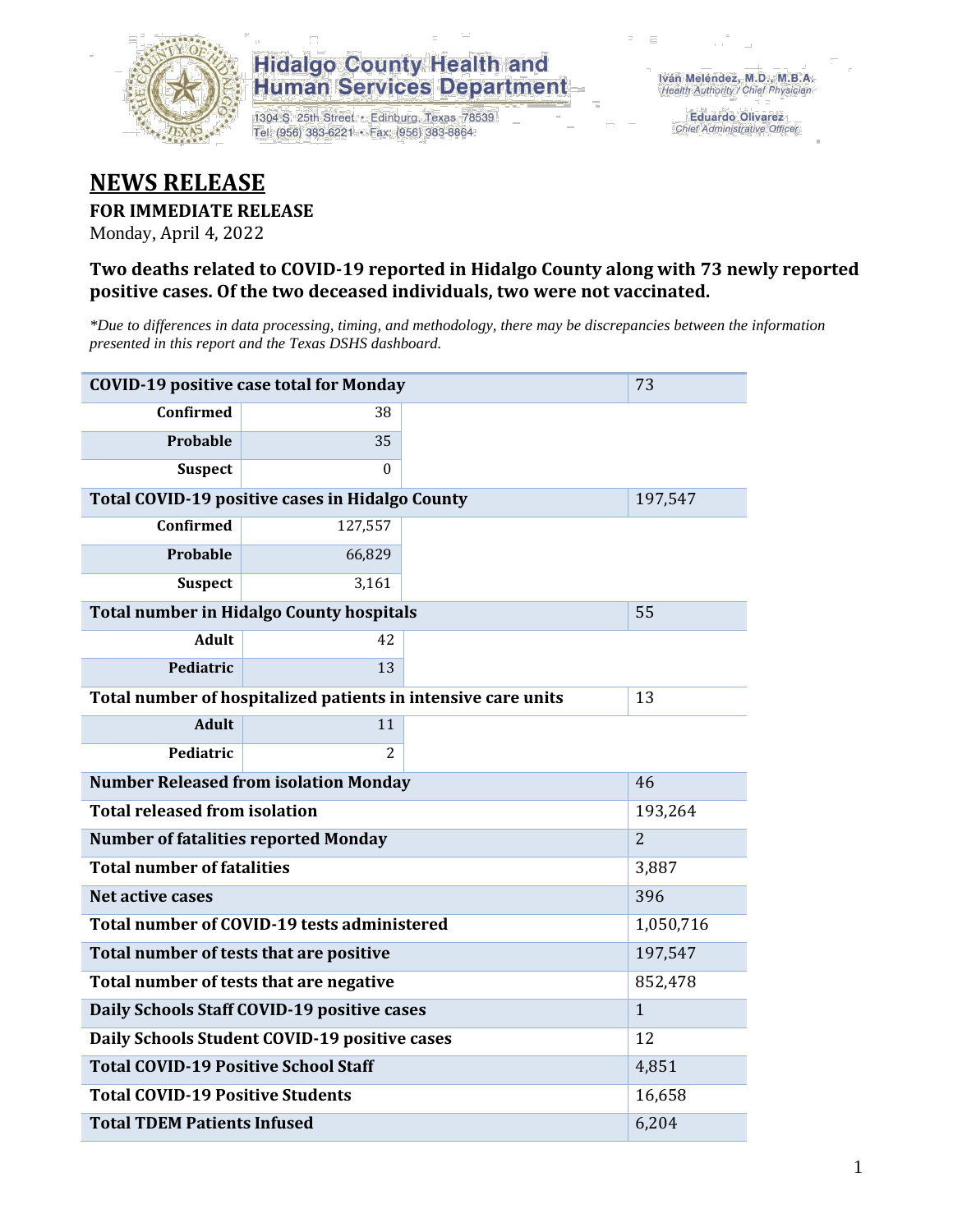Hidalgo County Health and Human Services Department

1304 S. 25th Street • Edinburg, Texas 78539
Tel: (956) 383-6221 • Fax: (956) 383-8864

Iván Meléndez, M.D., M.B.A.
*Health Authority / Chief Physician*

Eduardo Olivarez
*Chief Administrative Officer*

# NEWS RELEASE

**FOR IMMEDIATE RELEASE**

Monday, April 4, 2022

### Two deaths related to COVID-19 reported in Hidalgo County along with 73 newly reported positive cases. Of the two deceased individuals, two were not vaccinated.

*\*Due to differences in data processing, timing, and methodology, there may be discrepancies between the information presented in this report and the Texas DSHS dashboard.*

| | | |
|---|---|---|
| **COVID-19 positive case total for Monday** | | 73 |
| **Confirmed** | 38 | |
| **Probable** | 35 | |
| **Suspect** | 0 | |
| **Total COVID-19 positive cases in Hidalgo County** | | 197,547 |
| **Confirmed** | 127,557 | |
| **Probable** | 66,829 | |
| **Suspect** | 3,161 | |
| **Total number in Hidalgo County hospitals** | | 55 |
| **Adult** | 42 | |
| **Pediatric** | 13 | |
| **Total number of hospitalized patients in intensive care units** | | 13 |
| **Adult** | 11 | |
| **Pediatric** | 2 | |
| **Number Released from isolation Monday** | | 46 |
| **Total released from isolation** | | 193,264 |
| **Number of fatalities reported Monday** | | 2 |
| **Total number of fatalities** | | 3,887 |
| **Net active cases** | | 396 |
| **Total number of COVID-19 tests administered** | | 1,050,716 |
| **Total number of tests that are positive** | | 197,547 |
| **Total number of tests that are negative** | | 852,478 |
| **Daily Schools Staff COVID-19 positive cases** | | 1 |
| **Daily Schools Student COVID-19 positive cases** | | 12 |
| **Total COVID-19 Positive School Staff** | | 4,851 |
| **Total COVID-19 Positive Students** | | 16,658 |
| **Total TDEM Patients Infused** | | 6,204 |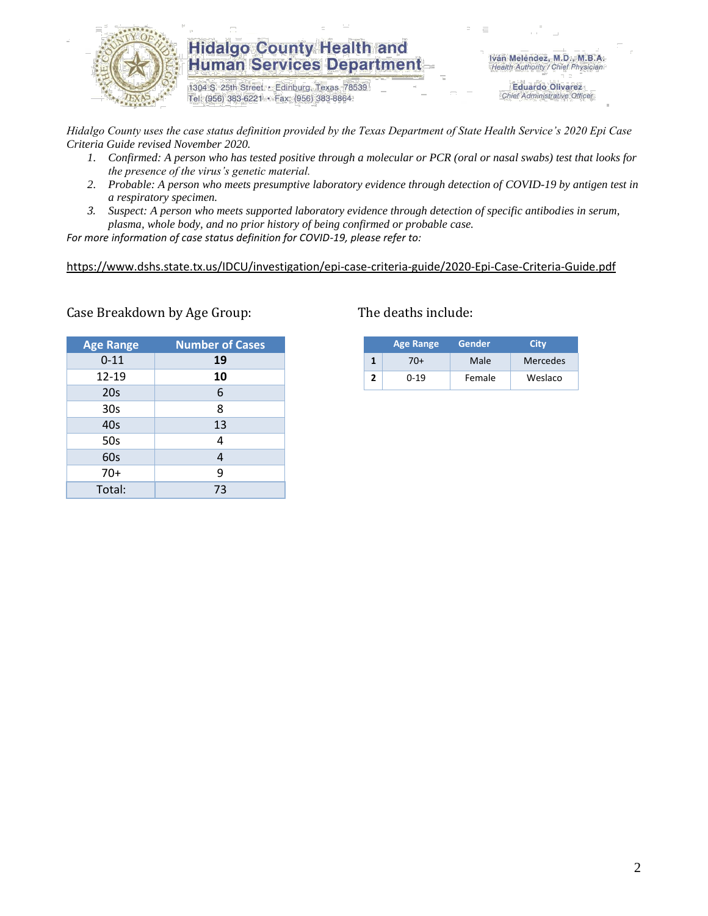# Hidalgo County Health and Human Services Department

1304 S. 25th Street • Edinburg, Texas 78539
Tel: (956) 383-6221 • Fax: (956) 383-8864

**Iván Meléndez, M.D., M.B.A.**
*Health Authority / Chief Physician*

**Eduardo Olivarez**
*Chief Administrative Officer*

*Hidalgo County uses the case status definition provided by the Texas Department of State Health Service's 2020 Epi Case Criteria Guide revised November 2020.*

1. *Confirmed: A person who has tested positive through a molecular or PCR (oral or nasal swabs) test that looks for the presence of the virus's genetic material.*
2. *Probable: A person who meets presumptive laboratory evidence through detection of COVID-19 by antigen test in a respiratory specimen.*
3. *Suspect: A person who meets supported laboratory evidence through detection of specific antibodies in serum, plasma, whole body, and no prior history of being confirmed or probable case.*

*For more information of case status definition for COVID-19, please refer to:*

https://www.dshs.state.tx.us/IDCU/investigation/epi-case-criteria-guide/2020-Epi-Case-Criteria-Guide.pdf

Case Breakdown by Age Group:

| Age Range | Number of Cases |
|---|---|
| 0-11 | **19** |
| 12-19 | **10** |
| 20s | 6 |
| 30s | 8 |
| 40s | 13 |
| 50s | 4 |
| 60s | 4 |
| 70+ | 9 |
| Total: | 73 |

The deaths include:

| | Age Range | Gender | City |
|---|---|---|---|
| **1** | 70+ | Male | Mercedes |
| **2** | 0-19 | Female | Weslaco |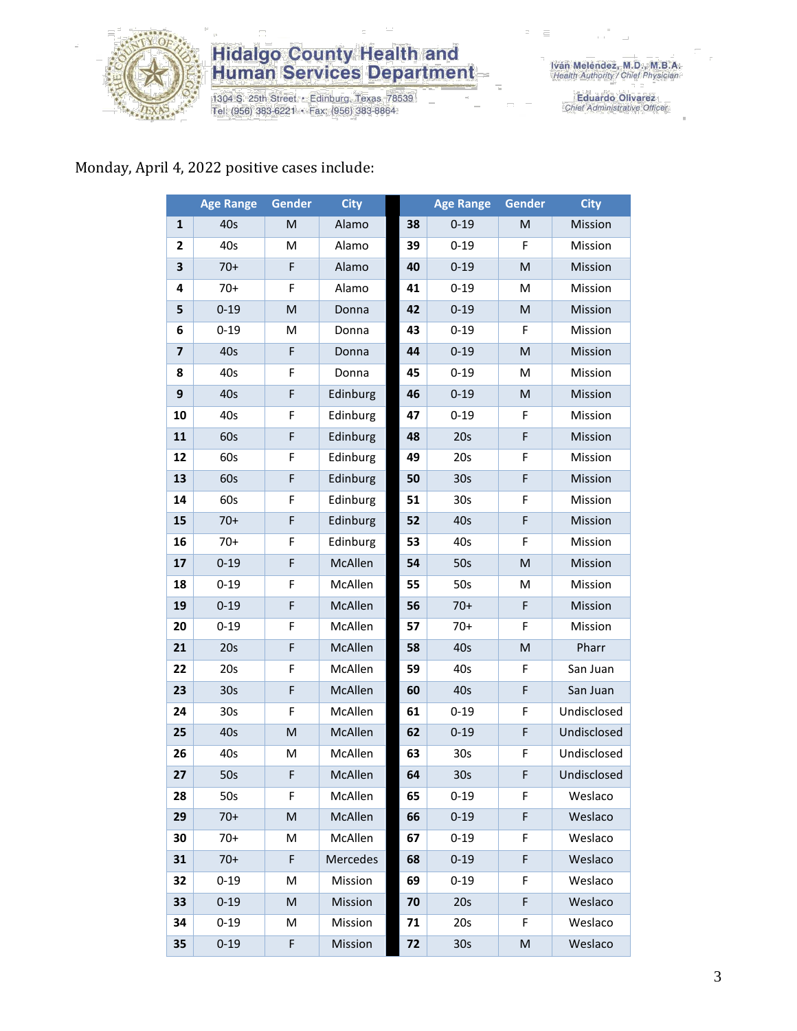Hidalgo County Health and Human Services Department

1304 S. 25th Street • Edinburg, Texas 78539
Tel: (956) 383-6221 • Fax: (956) 383-8864

Iván Meléndez, M.D., M.B.A.
Health Authority / Chief Physician

Eduardo Olivarez
Chief Administrative Officer

Monday, April 4, 2022 positive cases include:

| | Age Range | Gender | City | | Age Range | Gender | City |
|---|---|---|---|---|---|---|---|
| 1 | 40s | M | Alamo | 38 | 0-19 | M | Mission |
| 2 | 40s | M | Alamo | 39 | 0-19 | F | Mission |
| 3 | 70+ | F | Alamo | 40 | 0-19 | M | Mission |
| 4 | 70+ | F | Alamo | 41 | 0-19 | M | Mission |
| 5 | 0-19 | M | Donna | 42 | 0-19 | M | Mission |
| 6 | 0-19 | M | Donna | 43 | 0-19 | F | Mission |
| 7 | 40s | F | Donna | 44 | 0-19 | M | Mission |
| 8 | 40s | F | Donna | 45 | 0-19 | M | Mission |
| 9 | 40s | F | Edinburg | 46 | 0-19 | M | Mission |
| 10 | 40s | F | Edinburg | 47 | 0-19 | F | Mission |
| 11 | 60s | F | Edinburg | 48 | 20s | F | Mission |
| 12 | 60s | F | Edinburg | 49 | 20s | F | Mission |
| 13 | 60s | F | Edinburg | 50 | 30s | F | Mission |
| 14 | 60s | F | Edinburg | 51 | 30s | F | Mission |
| 15 | 70+ | F | Edinburg | 52 | 40s | F | Mission |
| 16 | 70+ | F | Edinburg | 53 | 40s | F | Mission |
| 17 | 0-19 | F | McAllen | 54 | 50s | M | Mission |
| 18 | 0-19 | F | McAllen | 55 | 50s | M | Mission |
| 19 | 0-19 | F | McAllen | 56 | 70+ | F | Mission |
| 20 | 0-19 | F | McAllen | 57 | 70+ | F | Mission |
| 21 | 20s | F | McAllen | 58 | 40s | M | Pharr |
| 22 | 20s | F | McAllen | 59 | 40s | F | San Juan |
| 23 | 30s | F | McAllen | 60 | 40s | F | San Juan |
| 24 | 30s | F | McAllen | 61 | 0-19 | F | Undisclosed |
| 25 | 40s | M | McAllen | 62 | 0-19 | F | Undisclosed |
| 26 | 40s | M | McAllen | 63 | 30s | F | Undisclosed |
| 27 | 50s | F | McAllen | 64 | 30s | F | Undisclosed |
| 28 | 50s | F | McAllen | 65 | 0-19 | F | Weslaco |
| 29 | 70+ | M | McAllen | 66 | 0-19 | F | Weslaco |
| 30 | 70+ | M | McAllen | 67 | 0-19 | F | Weslaco |
| 31 | 70+ | F | Mercedes | 68 | 0-19 | F | Weslaco |
| 32 | 0-19 | M | Mission | 69 | 0-19 | F | Weslaco |
| 33 | 0-19 | M | Mission | 70 | 20s | F | Weslaco |
| 34 | 0-19 | M | Mission | 71 | 20s | F | Weslaco |
| 35 | 0-19 | F | Mission | 72 | 30s | M | Weslaco |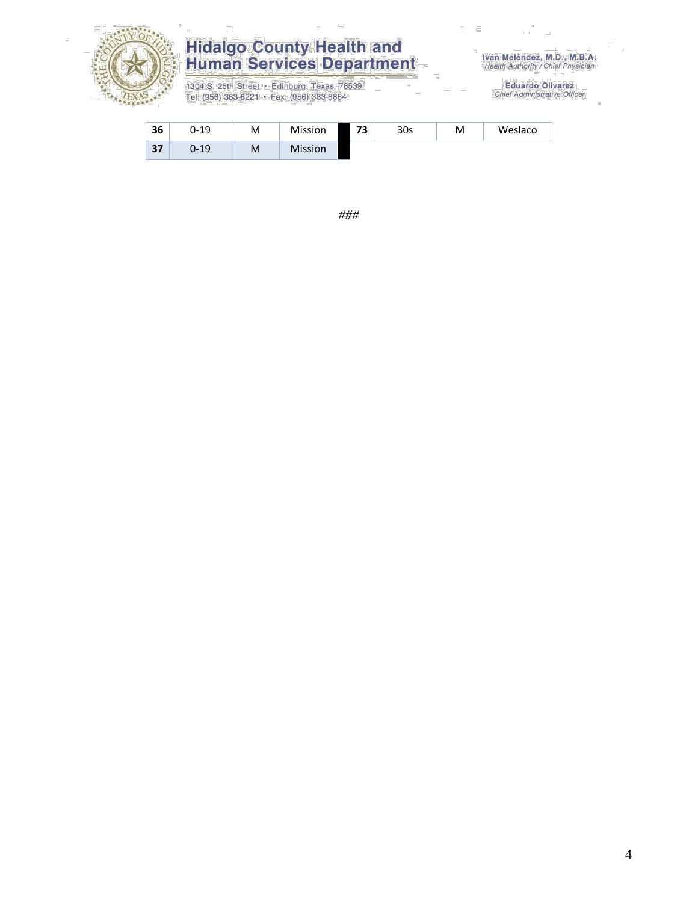| | | | | | | | | |
|---|---|---|---|---|---|---|---|---|
| **36** | 0-19 | M | Mission | | **73** | 30s | M | Weslaco |
| **37** | 0-19 | M | Mission | | | | | |

###